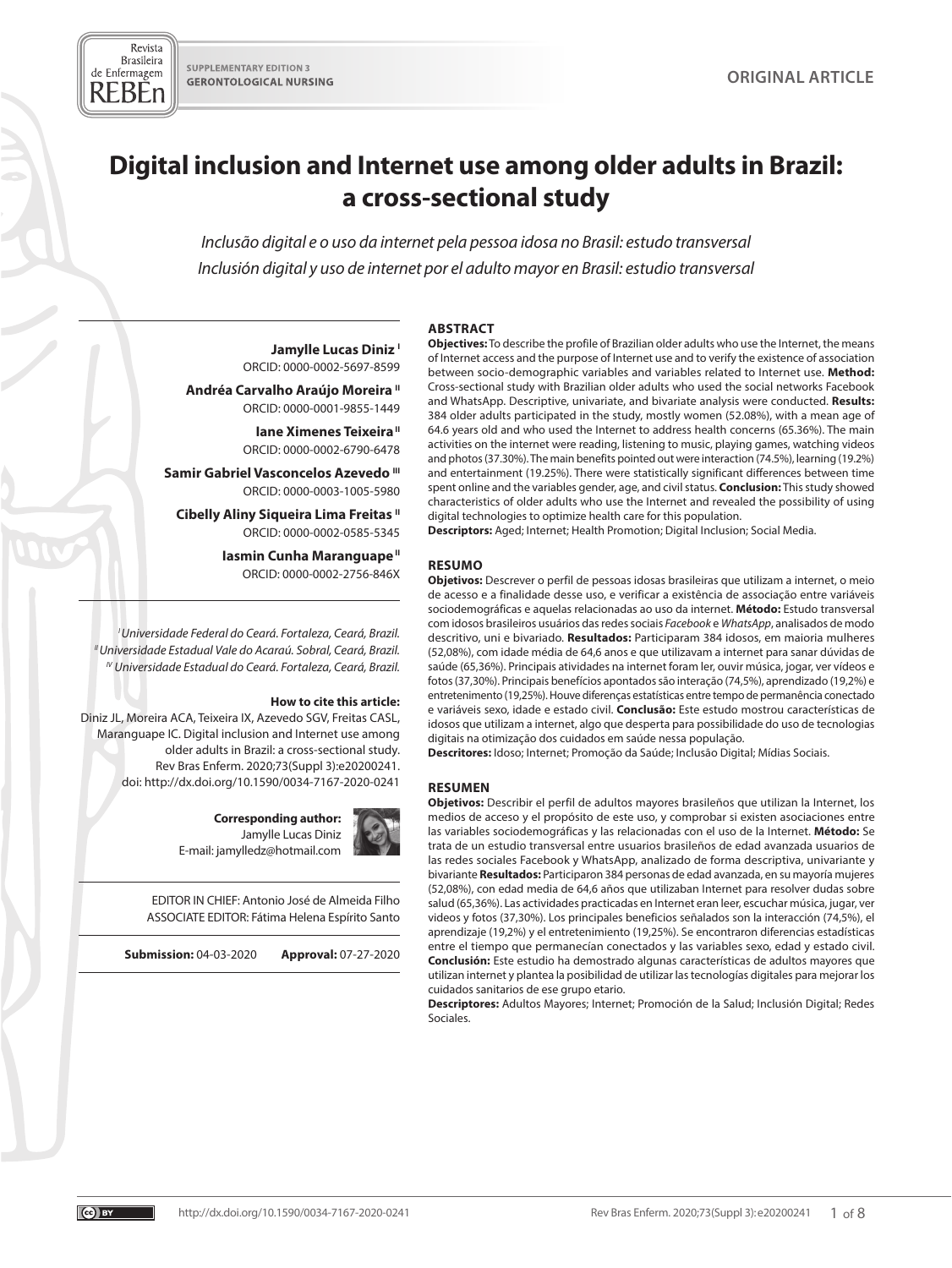SUPPLEMENTARY EDITION 3
GERONTOLOGICAL NURSING

ORIGINAL ARTICLE

# Digital inclusion and Internet use among older adults in Brazil: a cross-sectional study

*Inclusão digital e o uso da internet pela pessoa idosa no Brasil: estudo transversal*

*Inclusión digital y uso de internet por el adulto mayor en Brasil: estudio transversal*

**Jamylle Lucas Diniz** [I]
ORCID: 0000-0002-5697-8599

**Andréa Carvalho Araújo Moreira** [II]
ORCID: 0000-0001-9855-1449

**Iane Ximenes Teixeira** [II]
ORCID: 0000-0002-6790-6478

**Samir Gabriel Vasconcelos Azevedo** [III]
ORCID: 0000-0003-1005-5980

**Cibelly Aliny Siqueira Lima Freitas** [II]
ORCID: 0000-0002-0585-5345

**Iasmin Cunha Maranguape** [II]
ORCID: 0000-0002-2756-846X

[I] *Universidade Federal do Ceará. Fortaleza, Ceará, Brazil.*
[II] *Universidade Estadual Vale do Acaraú. Sobral, Ceará, Brazil.*
[IV] *Universidade Estadual do Ceará. Fortaleza, Ceará, Brazil.*

**How to cite this article:**
Diniz JL, Moreira ACA, Teixeira IX, Azevedo SGV, Freitas CASL, Maranguape IC. Digital inclusion and Internet use among older adults in Brazil: a cross-sectional study. Rev Bras Enferm. 2020;73(Suppl 3):e20200241. doi: http://dx.doi.org/10.1590/0034-7167-2020-0241

**Corresponding author:**
Jamylle Lucas Diniz
E-mail: jamylledz@hotmail.com

EDITOR IN CHIEF: Antonio José de Almeida Filho
ASSOCIATE EDITOR: Fátima Helena Espírito Santo

**Submission:** 04-03-2020 **Approval:** 07-27-2020

## ABSTRACT

**Objectives:** To describe the profile of Brazilian older adults who use the Internet, the means of Internet access and the purpose of Internet use and to verify the existence of association between socio-demographic variables and variables related to Internet use. **Method:** Cross-sectional study with Brazilian older adults who used the social networks Facebook and WhatsApp. Descriptive, univariate, and bivariate analysis were conducted. **Results:** 384 older adults participated in the study, mostly women (52.08%), with a mean age of 64.6 years old and who used the Internet to address health concerns (65.36%). The main activities on the internet were reading, listening to music, playing games, watching videos and photos (37.30%). The main benefits pointed out were interaction (74.5%), learning (19.2%) and entertainment (19.25%). There were statistically significant differences between time spent online and the variables gender, age, and civil status. **Conclusion:** This study showed characteristics of older adults who use the Internet and revealed the possibility of using digital technologies to optimize health care for this population.
**Descriptors:** Aged; Internet; Health Promotion; Digital Inclusion; Social Media.

## RESUMO

**Objetivos:** Descrever o perfil de pessoas idosas brasileiras que utilizam a internet, o meio de acesso e a finalidade desse uso, e verificar a existência de associação entre variáveis sociodemográficas e aquelas relacionadas ao uso da internet. **Método:** Estudo transversal com idosos brasileiros usuários das redes sociais *Facebook* e *WhatsApp*, analisados de modo descritivo, uni e bivariado. **Resultados:** Participaram 384 idosos, em maioria mulheres (52,08%), com idade média de 64,6 anos e que utilizavam a internet para sanar dúvidas de saúde (65,36%). Principais atividades na internet foram ler, ouvir música, jogar, ver vídeos e fotos (37,30%). Principais benefícios apontados são interação (74,5%), aprendizado (19,2%) e entretenimento (19,25%). Houve diferenças estatísticas entre tempo de permanência conectado e variáveis sexo, idade e estado civil. **Conclusão:** Este estudo mostrou características de idosos que utilizam a internet, algo que desperta para possibilidade do uso de tecnologias digitais na otimização dos cuidados em saúde nessa população.
**Descritores:** Idoso; Internet; Promoção da Saúde; Inclusão Digital; Mídias Sociais.

## RESUMEN

**Objetivos:** Describir el perfil de adultos mayores brasileños que utilizan la Internet, los medios de acceso y el propósito de este uso, y comprobar si existen asociaciones entre las variables sociodemográficas y las relacionadas con el uso de la Internet. **Método:** Se trata de un estudio transversal entre usuarios brasileños de edad avanzada usuarios de las redes sociales Facebook y WhatsApp, analizado de forma descriptiva, univariante y bivariante **Resultados:** Participaron 384 personas de edad avanzada, en su mayoría mujeres (52,08%), con edad media de 64,6 años que utilizaban Internet para resolver dudas sobre salud (65,36%). Las actividades practicadas en Internet eran leer, escuchar música, jugar, ver videos y fotos (37,30%). Los principales beneficios señalados son la interacción (74,5%), el aprendizaje (19,2%) y el entretenimiento (19,25%). Se encontraron diferencias estadísticas entre el tiempo que permanecían conectados y las variables sexo, edad y estado civil. **Conclusión:** Este estudio ha demostrado algunas características de adultos mayores que utilizan internet y plantea la posibilidad de utilizar las tecnologías digitales para mejorar los cuidados sanitarios de ese grupo etario.
**Descriptores:** Adultos Mayores; Internet; Promoción de la Salud; Inclusión Digital; Redes Sociales.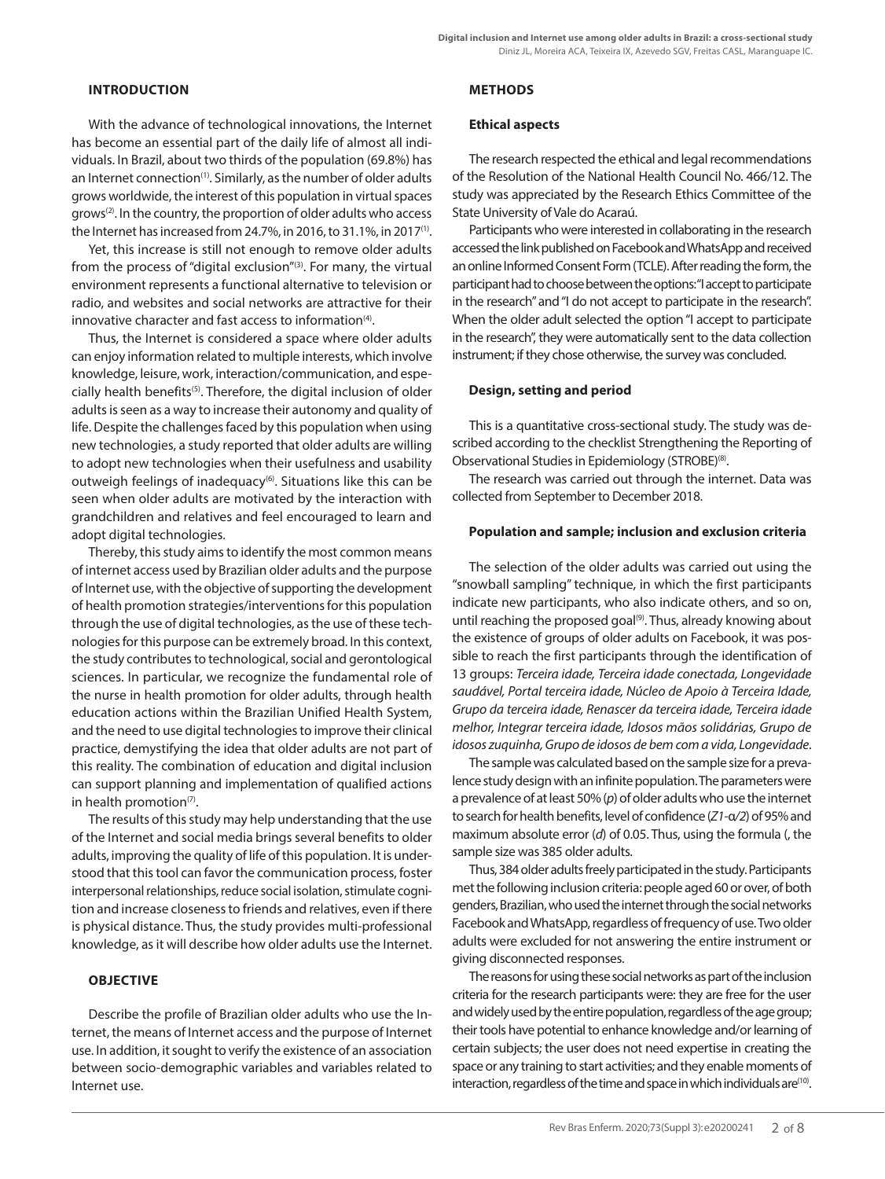## INTRODUCTION

With the advance of technological innovations, the Internet has become an essential part of the daily life of almost all individuals. In Brazil, about two thirds of the population (69.8%) has an Internet connection[1]. Similarly, as the number of older adults grows worldwide, the interest of this population in virtual spaces grows[2]. In the country, the proportion of older adults who access the Internet has increased from 24.7%, in 2016, to 31.1%, in 2017[1].

Yet, this increase is still not enough to remove older adults from the process of "digital exclusion"[3]. For many, the virtual environment represents a functional alternative to television or radio, and websites and social networks are attractive for their innovative character and fast access to information[4].

Thus, the Internet is considered a space where older adults can enjoy information related to multiple interests, which involve knowledge, leisure, work, interaction/communication, and especially health benefits[5]. Therefore, the digital inclusion of older adults is seen as a way to increase their autonomy and quality of life. Despite the challenges faced by this population when using new technologies, a study reported that older adults are willing to adopt new technologies when their usefulness and usability outweigh feelings of inadequacy[6]. Situations like this can be seen when older adults are motivated by the interaction with grandchildren and relatives and feel encouraged to learn and adopt digital technologies.

Thereby, this study aims to identify the most common means of internet access used by Brazilian older adults and the purpose of Internet use, with the objective of supporting the development of health promotion strategies/interventions for this population through the use of digital technologies, as the use of these technologies for this purpose can be extremely broad. In this context, the study contributes to technological, social and gerontological sciences. In particular, we recognize the fundamental role of the nurse in health promotion for older adults, through health education actions within the Brazilian Unified Health System, and the need to use digital technologies to improve their clinical practice, demystifying the idea that older adults are not part of this reality. The combination of education and digital inclusion can support planning and implementation of qualified actions in health promotion[7].

The results of this study may help understanding that the use of the Internet and social media brings several benefits to older adults, improving the quality of life of this population. It is understood that this tool can favor the communication process, foster interpersonal relationships, reduce social isolation, stimulate cognition and increase closeness to friends and relatives, even if there is physical distance. Thus, the study provides multi-professional knowledge, as it will describe how older adults use the Internet.

## OBJECTIVE

Describe the profile of Brazilian older adults who use the Internet, the means of Internet access and the purpose of Internet use. In addition, it sought to verify the existence of an association between socio-demographic variables and variables related to Internet use.

## METHODS

### Ethical aspects

The research respected the ethical and legal recommendations of the Resolution of the National Health Council No. 466/12. The study was appreciated by the Research Ethics Committee of the State University of Vale do Acaraú.

Participants who were interested in collaborating in the research accessed the link published on Facebook and WhatsApp and received an online Informed Consent Form (TCLE). After reading the form, the participant had to choose between the options: "I accept to participate in the research" and "I do not accept to participate in the research". When the older adult selected the option "I accept to participate in the research", they were automatically sent to the data collection instrument; if they chose otherwise, the survey was concluded.

### Design, setting and period

This is a quantitative cross-sectional study. The study was described according to the checklist Strengthening the Reporting of Observational Studies in Epidemiology (STROBE)[8].

The research was carried out through the internet. Data was collected from September to December 2018.

### Population and sample; inclusion and exclusion criteria

The selection of the older adults was carried out using the "snowball sampling" technique, in which the first participants indicate new participants, who also indicate others, and so on, until reaching the proposed goal[9]. Thus, already knowing about the existence of groups of older adults on Facebook, it was possible to reach the first participants through the identification of 13 groups: *Terceira idade, Terceira idade conectada, Longevidade saudável, Portal terceira idade, Núcleo de Apoio à Terceira Idade, Grupo da terceira idade, Renascer da terceira idade, Terceira idade melhor, Integrar terceira idade, Idosos mãos solidárias, Grupo de idosos zuquinha, Grupo de idosos de bem com a vida, Longevidade*.

The sample was calculated based on the sample size for a prevalence study design with an infinite population. The parameters were a prevalence of at least 50% ($p$) of older adults who use the internet to search for health benefits, level of confidence ($Z_{1-\alpha/2}$) of 95% and maximum absolute error ($d$) of 0.05. Thus, using the formula (, the sample size was 385 older adults.

Thus, 384 older adults freely participated in the study. Participants met the following inclusion criteria: people aged 60 or over, of both genders, Brazilian, who used the internet through the social networks Facebook and WhatsApp, regardless of frequency of use. Two older adults were excluded for not answering the entire instrument or giving disconnected responses.

The reasons for using these social networks as part of the inclusion criteria for the research participants were: they are free for the user and widely used by the entire population, regardless of the age group; their tools have potential to enhance knowledge and/or learning of certain subjects; the user does not need expertise in creating the space or any training to start activities; and they enable moments of interaction, regardless of the time and space in which individuals are[10].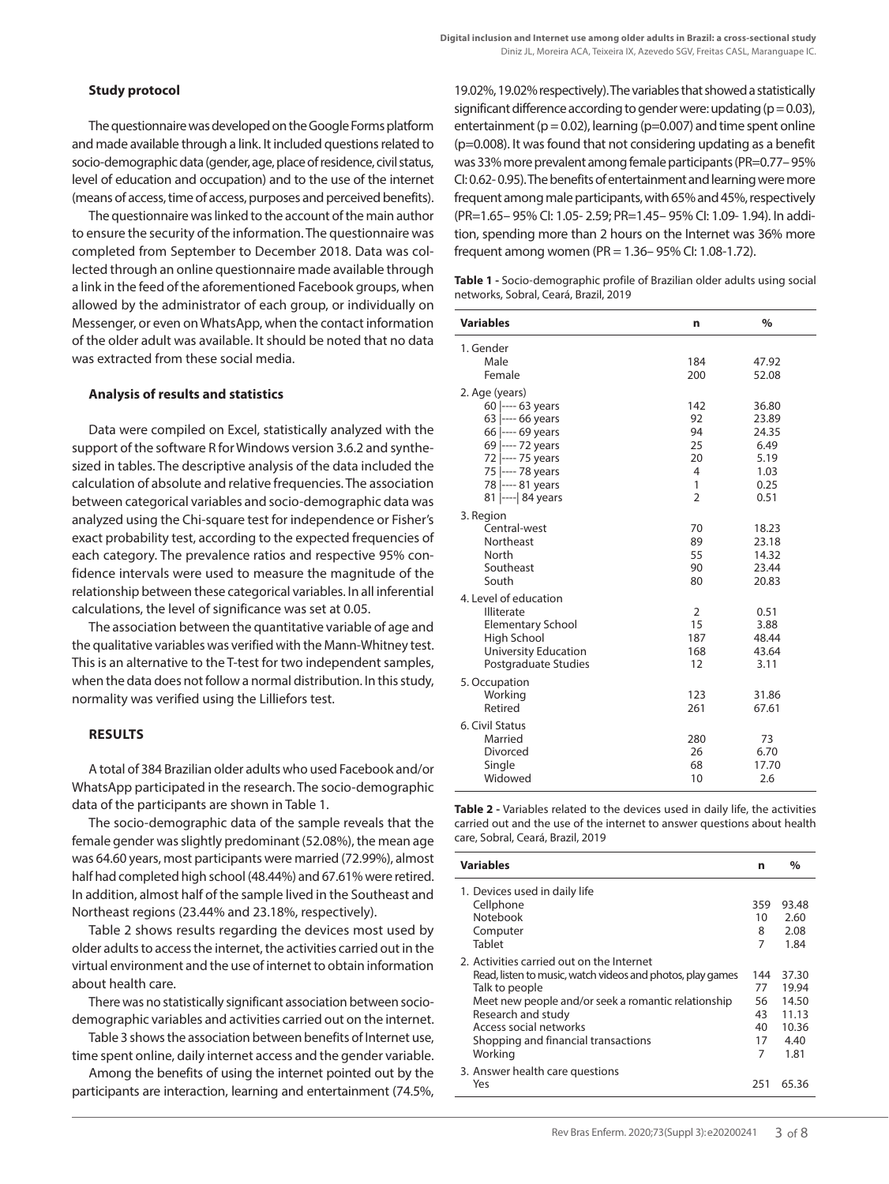### Study protocol

The questionnaire was developed on the Google Forms platform and made available through a link. It included questions related to socio-demographic data (gender, age, place of residence, civil status, level of education and occupation) and to the use of the internet (means of access, time of access, purposes and perceived benefits).

The questionnaire was linked to the account of the main author to ensure the security of the information. The questionnaire was completed from September to December 2018. Data was collected through an online questionnaire made available through a link in the feed of the aforementioned Facebook groups, when allowed by the administrator of each group, or individually on Messenger, or even on WhatsApp, when the contact information of the older adult was available. It should be noted that no data was extracted from these social media.

### Analysis of results and statistics

Data were compiled on Excel, statistically analyzed with the support of the software R for Windows version 3.6.2 and synthesized in tables. The descriptive analysis of the data included the calculation of absolute and relative frequencies. The association between categorical variables and socio-demographic data was analyzed using the Chi-square test for independence or Fisher's exact probability test, according to the expected frequencies of each category. The prevalence ratios and respective 95% confidence intervals were used to measure the magnitude of the relationship between these categorical variables. In all inferential calculations, the level of significance was set at 0.05.

The association between the quantitative variable of age and the qualitative variables was verified with the Mann-Whitney test. This is an alternative to the T-test for two independent samples, when the data does not follow a normal distribution. In this study, normality was verified using the Lilliefors test.

## RESULTS

A total of 384 Brazilian older adults who used Facebook and/or WhatsApp participated in the research. The socio-demographic data of the participants are shown in Table 1.

The socio-demographic data of the sample reveals that the female gender was slightly predominant (52.08%), the mean age was 64.60 years, most participants were married (72.99%), almost half had completed high school (48.44%) and 67.61% were retired. In addition, almost half of the sample lived in the Southeast and Northeast regions (23.44% and 23.18%, respectively).

Table 2 shows results regarding the devices most used by older adults to access the internet, the activities carried out in the virtual environment and the use of internet to obtain information about health care.

There was no statistically significant association between socio-demographic variables and activities carried out on the internet.

Table 3 shows the association between benefits of Internet use, time spent online, daily internet access and the gender variable.

Among the benefits of using the internet pointed out by the participants are interaction, learning and entertainment (74.5%, 19.02%, 19.02% respectively). The variables that showed a statistically significant difference according to gender were: updating ($p = 0.03$), entertainment ($p = 0.02$), learning ($p = 0.007$) and time spent online ($p = 0.008$). It was found that not considering updating as a benefit was 33% more prevalent among female participants (PR=0.77– 95% CI: 0.62- 0.95). The benefits of entertainment and learning were more frequent among male participants, with 65% and 45%, respectively (PR=1.65– 95% CI: 1.05- 2.59; PR=1.45– 95% CI: 1.09- 1.94). In addition, spending more than 2 hours on the Internet was 36% more frequent among women (PR = 1.36– 95% CI: 1.08-1.72).

**Table 1 -** Socio-demographic profile of Brazilian older adults using social networks, Sobral, Ceará, Brazil, 2019

| Variables | n | % |
|---|---|---|
| 1. Gender | | |
| Male | 184 | 47.92 |
| Female | 200 | 52.08 |
| 2. Age (years) | | |
| 60 \|---- 63 years | 142 | 36.80 |
| 63 \|---- 66 years | 92 | 23.89 |
| 66 \|---- 69 years | 94 | 24.35 |
| 69 \|---- 72 years | 25 | 6.49 |
| 72 \|---- 75 years | 20 | 5.19 |
| 75 \|---- 78 years | 4 | 1.03 |
| 78 \|---- 81 years | 1 | 0.25 |
| 81 \|----\| 84 years | 2 | 0.51 |
| 3. Region | | |
| Central-west | 70 | 18.23 |
| Northeast | 89 | 23.18 |
| North | 55 | 14.32 |
| Southeast | 90 | 23.44 |
| South | 80 | 20.83 |
| 4. Level of education | | |
| Illiterate | 2 | 0.51 |
| Elementary School | 15 | 3.88 |
| High School | 187 | 48.44 |
| University Education | 168 | 43.64 |
| Postgraduate Studies | 12 | 3.11 |
| 5. Occupation | | |
| Working | 123 | 31.86 |
| Retired | 261 | 67.61 |
| 6. Civil Status | | |
| Married | 280 | 73 |
| Divorced | 26 | 6.70 |
| Single | 68 | 17.70 |
| Widowed | 10 | 2.6 |

**Table 2 -** Variables related to the devices used in daily life, the activities carried out and the use of the internet to answer questions about health care, Sobral, Ceará, Brazil, 2019

| Variables | n | % |
|---|---|---|
| 1. Devices used in daily life | | |
| Cellphone | 359 | 93.48 |
| Notebook | 10 | 2.60 |
| Computer | 8 | 2.08 |
| Tablet | 7 | 1.84 |
| 2. Activities carried out on the Internet | | |
| Read, listen to music, watch videos and photos, play games | 144 | 37.30 |
| Talk to people | 77 | 19.94 |
| Meet new people and/or seek a romantic relationship | 56 | 14.50 |
| Research and study | 43 | 11.13 |
| Access social networks | 40 | 10.36 |
| Shopping and financial transactions | 17 | 4.40 |
| Working | 7 | 1.81 |
| 3. Answer health care questions | | |
| Yes | 251 | 65.36 |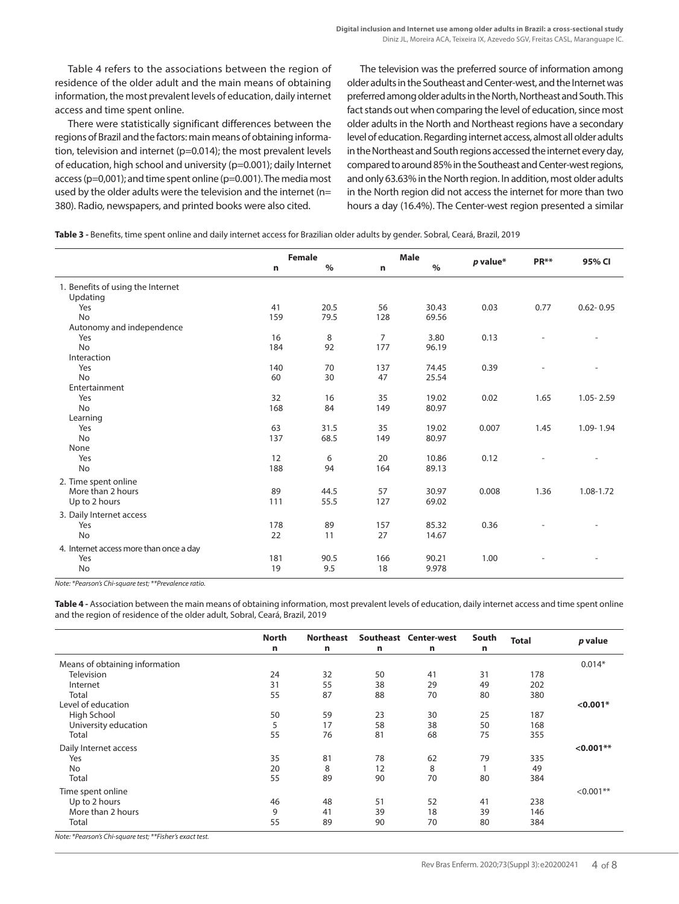Table 4 refers to the associations between the region of residence of the older adult and the main means of obtaining information, the most prevalent levels of education, daily internet access and time spent online.

There were statistically significant differences between the regions of Brazil and the factors: main means of obtaining information, television and internet (p=0.014); the most prevalent levels of education, high school and university (p=0.001); daily Internet access (p=0,001); and time spent online (p=0.001). The media most used by the older adults were the television and the internet (n= 380). Radio, newspapers, and printed books were also cited.

The television was the preferred source of information among older adults in the Southeast and Center-west, and the Internet was preferred among older adults in the North, Northeast and South. This fact stands out when comparing the level of education, since most older adults in the North and Northeast regions have a secondary level of education. Regarding internet access, almost all older adults in the Northeast and South regions accessed the internet every day, compared to around 85% in the Southeast and Center-west regions, and only 63.63% in the North region. In addition, most older adults in the North region did not access the internet for more than two hours a day (16.4%). The Center-west region presented a similar

**Table 3 -** Benefits, time spent online and daily internet access for Brazilian older adults by gender. Sobral, Ceará, Brazil, 2019

| | Female | | Male | | *p* value* | PR** | 95% CI |
|---|---|---|---|---|---|---|---|
| | n | % | n | % | | | |
| 1. Benefits of using the Internet | | | | | | | |
| Updating | | | | | | | |
| Yes | 41 | 20.5 | 56 | 30.43 | 0.03 | 0.77 | 0.62- 0.95 |
| No | 159 | 79.5 | 128 | 69.56 | | | |
| Autonomy and independence | | | | | | | |
| Yes | 16 | 8 | 7 | 3.80 | 0.13 | - | - |
| No | 184 | 92 | 177 | 96.19 | | | |
| Interaction | | | | | | | |
| Yes | 140 | 70 | 137 | 74.45 | 0.39 | - | - |
| No | 60 | 30 | 47 | 25.54 | | | |
| Entertainment | | | | | | | |
| Yes | 32 | 16 | 35 | 19.02 | 0.02 | 1.65 | 1.05- 2.59 |
| No | 168 | 84 | 149 | 80.97 | | | |
| Learning | | | | | | | |
| Yes | 63 | 31.5 | 35 | 19.02 | 0.007 | 1.45 | 1.09- 1.94 |
| No | 137 | 68.5 | 149 | 80.97 | | | |
| None | | | | | | | |
| Yes | 12 | 6 | 20 | 10.86 | 0.12 | - | - |
| No | 188 | 94 | 164 | 89.13 | | | |
| 2. Time spent online | | | | | | | |
| More than 2 hours | 89 | 44.5 | 57 | 30.97 | 0.008 | 1.36 | 1.08-1.72 |
| Up to 2 hours | 111 | 55.5 | 127 | 69.02 | | | |
| 3. Daily Internet access | | | | | | | |
| Yes | 178 | 89 | 157 | 85.32 | 0.36 | - | - |
| No | 22 | 11 | 27 | 14.67 | | | |
| 4. Internet access more than once a day | | | | | | | |
| Yes | 181 | 90.5 | 166 | 90.21 | 1.00 | - | - |
| No | 19 | 9.5 | 18 | 9.978 | | | |

*Note: \*Pearson's Chi-square test; \*\*Prevalence ratio.*

**Table 4 -** Association between the main means of obtaining information, most prevalent levels of education, daily internet access and time spent online and the region of residence of the older adult, Sobral, Ceará, Brazil, 2019

| | North n | Northeast n | Southeast n | Center-west n | South n | Total | *p* value |
|---|---|---|---|---|---|---|---|
| Means of obtaining information | | | | | | | 0.014* |
| Television | 24 | 32 | 50 | 41 | 31 | 178 | |
| Internet | 31 | 55 | 38 | 29 | 49 | 202 | |
| Total | 55 | 87 | 88 | 70 | 80 | 380 | |
| Level of education | | | | | | | **<0.001*** |
| High School | 50 | 59 | 23 | 30 | 25 | 187 | |
| University education | 5 | 17 | 58 | 38 | 50 | 168 | |
| Total | 55 | 76 | 81 | 68 | 75 | 355 | |
| Daily Internet access | | | | | | | **<0.001**** |
| Yes | 35 | 81 | 78 | 62 | 79 | 335 | |
| No | 20 | 8 | 12 | 8 | 1 | 49 | |
| Total | 55 | 89 | 90 | 70 | 80 | 384 | |
| Time spent online | | | | | | | <0.001** |
| Up to 2 hours | 46 | 48 | 51 | 52 | 41 | 238 | |
| More than 2 hours | 9 | 41 | 39 | 18 | 39 | 146 | |
| Total | 55 | 89 | 90 | 70 | 80 | 384 | |

*Note: \*Pearson's Chi-square test; \*\*Fisher's exact test.*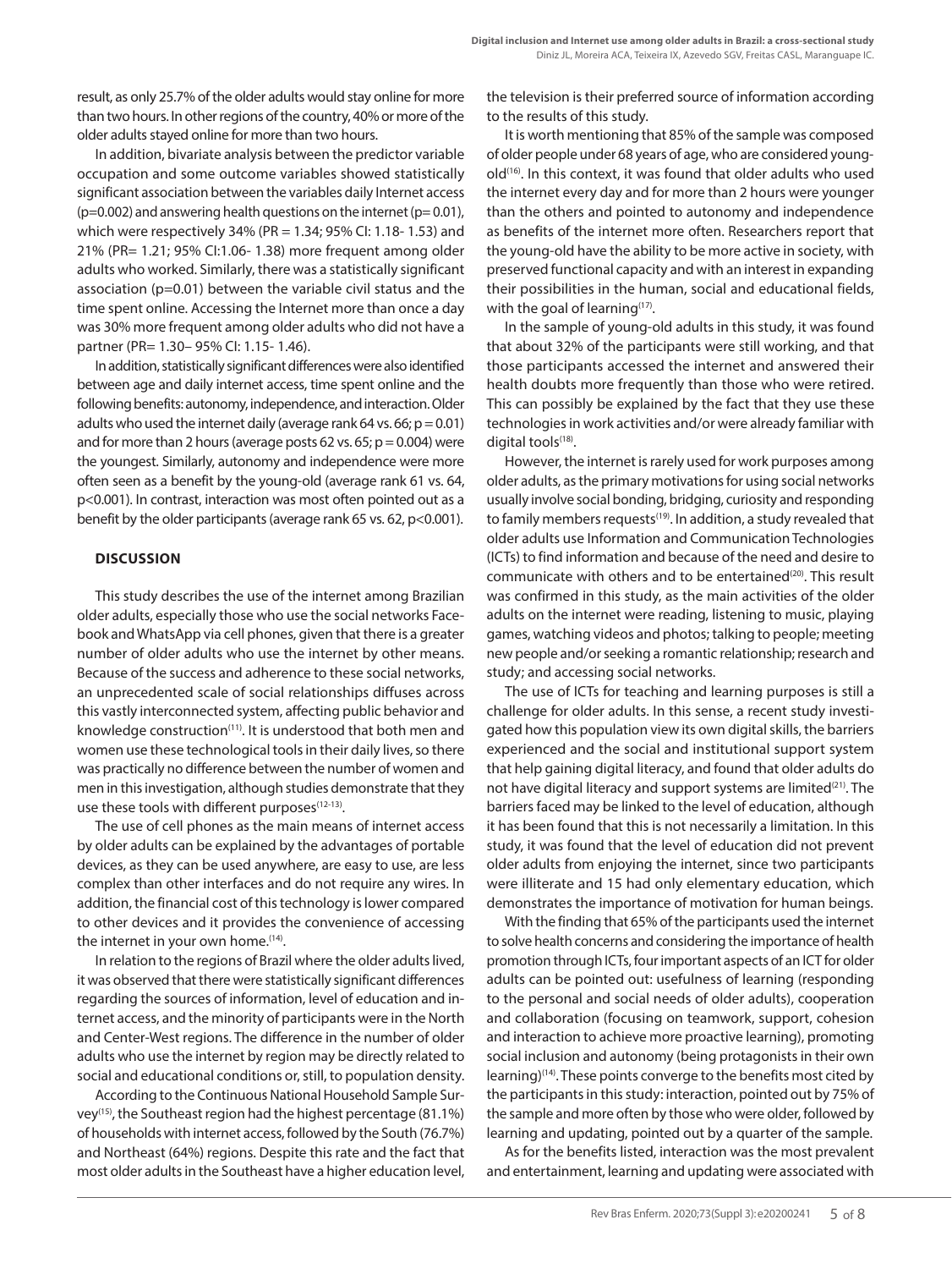result, as only 25.7% of the older adults would stay online for more than two hours. In other regions of the country, 40% or more of the older adults stayed online for more than two hours.

In addition, bivariate analysis between the predictor variable occupation and some outcome variables showed statistically significant association between the variables daily Internet access (p=0.002) and answering health questions on the internet (p= 0.01), which were respectively 34% (PR = 1.34; 95% CI: 1.18- 1.53) and 21% (PR= 1.21; 95% CI:1.06- 1.38) more frequent among older adults who worked. Similarly, there was a statistically significant association (p=0.01) between the variable civil status and the time spent online. Accessing the Internet more than once a day was 30% more frequent among older adults who did not have a partner (PR= 1.30– 95% CI: 1.15- 1.46).

In addition, statistically significant differences were also identified between age and daily internet access, time spent online and the following benefits: autonomy, independence, and interaction. Older adults who used the internet daily (average rank 64 vs. 66; p = 0.01) and for more than 2 hours (average posts 62 vs. 65; p = 0.004) were the youngest. Similarly, autonomy and independence were more often seen as a benefit by the young-old (average rank 61 vs. 64, p<0.001). In contrast, interaction was most often pointed out as a benefit by the older participants (average rank 65 vs. 62, p<0.001).

## DISCUSSION

This study describes the use of the internet among Brazilian older adults, especially those who use the social networks Facebook and WhatsApp via cell phones, given that there is a greater number of older adults who use the internet by other means. Because of the success and adherence to these social networks, an unprecedented scale of social relationships diffuses across this vastly interconnected system, affecting public behavior and knowledge construction[11]. It is understood that both men and women use these technological tools in their daily lives, so there was practically no difference between the number of women and men in this investigation, although studies demonstrate that they use these tools with different purposes[12-13].

The use of cell phones as the main means of internet access by older adults can be explained by the advantages of portable devices, as they can be used anywhere, are easy to use, are less complex than other interfaces and do not require any wires. In addition, the financial cost of this technology is lower compared to other devices and it provides the convenience of accessing the internet in your own home.[14].

In relation to the regions of Brazil where the older adults lived, it was observed that there were statistically significant differences regarding the sources of information, level of education and internet access, and the minority of participants were in the North and Center-West regions. The difference in the number of older adults who use the internet by region may be directly related to social and educational conditions or, still, to population density.

According to the Continuous National Household Sample Survey[15], the Southeast region had the highest percentage (81.1%) of households with internet access, followed by the South (76.7%) and Northeast (64%) regions. Despite this rate and the fact that most older adults in the Southeast have a higher education level, the television is their preferred source of information according to the results of this study.

It is worth mentioning that 85% of the sample was composed of older people under 68 years of age, who are considered young-old[16]. In this context, it was found that older adults who used the internet every day and for more than 2 hours were younger than the others and pointed to autonomy and independence as benefits of the internet more often. Researchers report that the young-old have the ability to be more active in society, with preserved functional capacity and with an interest in expanding their possibilities in the human, social and educational fields, with the goal of learning[17].

In the sample of young-old adults in this study, it was found that about 32% of the participants were still working, and that those participants accessed the internet and answered their health doubts more frequently than those who were retired. This can possibly be explained by the fact that they use these technologies in work activities and/or were already familiar with digital tools[18].

However, the internet is rarely used for work purposes among older adults, as the primary motivations for using social networks usually involve social bonding, bridging, curiosity and responding to family members requests[19]. In addition, a study revealed that older adults use Information and Communication Technologies (ICTs) to find information and because of the need and desire to communicate with others and to be entertained[20]. This result was confirmed in this study, as the main activities of the older adults on the internet were reading, listening to music, playing games, watching videos and photos; talking to people; meeting new people and/or seeking a romantic relationship; research and study; and accessing social networks.

The use of ICTs for teaching and learning purposes is still a challenge for older adults. In this sense, a recent study investigated how this population view its own digital skills, the barriers experienced and the social and institutional support system that help gaining digital literacy, and found that older adults do not have digital literacy and support systems are limited[21]. The barriers faced may be linked to the level of education, although it has been found that this is not necessarily a limitation. In this study, it was found that the level of education did not prevent older adults from enjoying the internet, since two participants were illiterate and 15 had only elementary education, which demonstrates the importance of motivation for human beings.

With the finding that 65% of the participants used the internet to solve health concerns and considering the importance of health promotion through ICTs, four important aspects of an ICT for older adults can be pointed out: usefulness of learning (responding to the personal and social needs of older adults), cooperation and collaboration (focusing on teamwork, support, cohesion and interaction to achieve more proactive learning), promoting social inclusion and autonomy (being protagonists in their own learning)[14]. These points converge to the benefits most cited by the participants in this study: interaction, pointed out by 75% of the sample and more often by those who were older, followed by learning and updating, pointed out by a quarter of the sample.

As for the benefits listed, interaction was the most prevalent and entertainment, learning and updating were associated with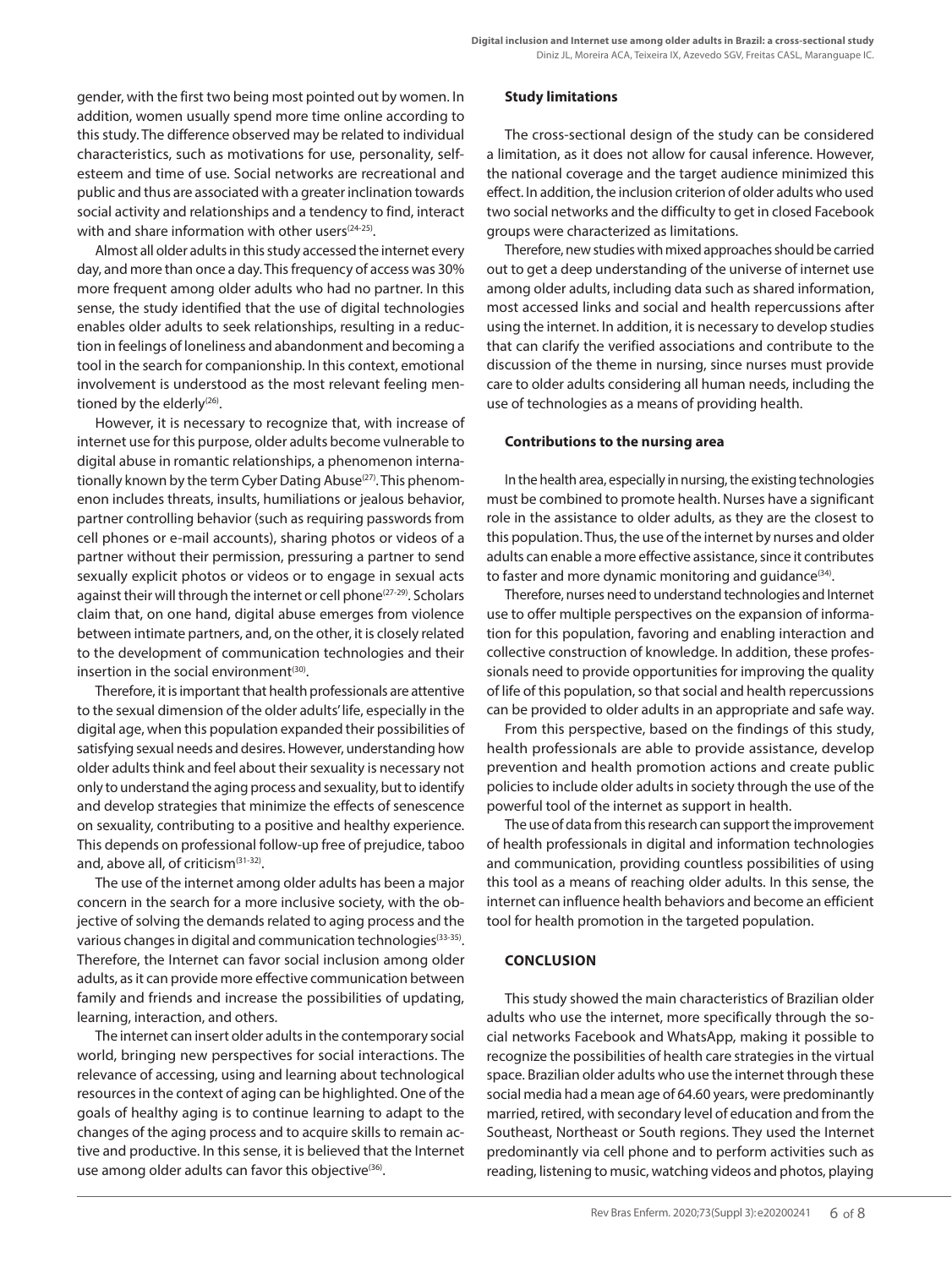gender, with the first two being most pointed out by women. In addition, women usually spend more time online according to this study. The difference observed may be related to individual characteristics, such as motivations for use, personality, self-esteem and time of use. Social networks are recreational and public and thus are associated with a greater inclination towards social activity and relationships and a tendency to find, interact with and share information with other users[24-25].

Almost all older adults in this study accessed the internet every day, and more than once a day. This frequency of access was 30% more frequent among older adults who had no partner. In this sense, the study identified that the use of digital technologies enables older adults to seek relationships, resulting in a reduction in feelings of loneliness and abandonment and becoming a tool in the search for companionship. In this context, emotional involvement is understood as the most relevant feeling mentioned by the elderly[26].

However, it is necessary to recognize that, with increase of internet use for this purpose, older adults become vulnerable to digital abuse in romantic relationships, a phenomenon internationally known by the term Cyber Dating Abuse[27]. This phenomenon includes threats, insults, humiliations or jealous behavior, partner controlling behavior (such as requiring passwords from cell phones or e-mail accounts), sharing photos or videos of a partner without their permission, pressuring a partner to send sexually explicit photos or videos or to engage in sexual acts against their will through the internet or cell phone[27-29]. Scholars claim that, on one hand, digital abuse emerges from violence between intimate partners, and, on the other, it is closely related to the development of communication technologies and their insertion in the social environment[30].

Therefore, it is important that health professionals are attentive to the sexual dimension of the older adults' life, especially in the digital age, when this population expanded their possibilities of satisfying sexual needs and desires. However, understanding how older adults think and feel about their sexuality is necessary not only to understand the aging process and sexuality, but to identify and develop strategies that minimize the effects of senescence on sexuality, contributing to a positive and healthy experience. This depends on professional follow-up free of prejudice, taboo and, above all, of criticism[31-32].

The use of the internet among older adults has been a major concern in the search for a more inclusive society, with the objective of solving the demands related to aging process and the various changes in digital and communication technologies[33-35]. Therefore, the Internet can favor social inclusion among older adults, as it can provide more effective communication between family and friends and increase the possibilities of updating, learning, interaction, and others.

The internet can insert older adults in the contemporary social world, bringing new perspectives for social interactions. The relevance of accessing, using and learning about technological resources in the context of aging can be highlighted. One of the goals of healthy aging is to continue learning to adapt to the changes of the aging process and to acquire skills to remain active and productive. In this sense, it is believed that the Internet use among older adults can favor this objective[36].

### Study limitations

The cross-sectional design of the study can be considered a limitation, as it does not allow for causal inference. However, the national coverage and the target audience minimized this effect. In addition, the inclusion criterion of older adults who used two social networks and the difficulty to get in closed Facebook groups were characterized as limitations.

Therefore, new studies with mixed approaches should be carried out to get a deep understanding of the universe of internet use among older adults, including data such as shared information, most accessed links and social and health repercussions after using the internet. In addition, it is necessary to develop studies that can clarify the verified associations and contribute to the discussion of the theme in nursing, since nurses must provide care to older adults considering all human needs, including the use of technologies as a means of providing health.

### Contributions to the nursing area

In the health area, especially in nursing, the existing technologies must be combined to promote health. Nurses have a significant role in the assistance to older adults, as they are the closest to this population. Thus, the use of the internet by nurses and older adults can enable a more effective assistance, since it contributes to faster and more dynamic monitoring and guidance[34].

Therefore, nurses need to understand technologies and Internet use to offer multiple perspectives on the expansion of information for this population, favoring and enabling interaction and collective construction of knowledge. In addition, these professionals need to provide opportunities for improving the quality of life of this population, so that social and health repercussions can be provided to older adults in an appropriate and safe way.

From this perspective, based on the findings of this study, health professionals are able to provide assistance, develop prevention and health promotion actions and create public policies to include older adults in society through the use of the powerful tool of the internet as support in health.

The use of data from this research can support the improvement of health professionals in digital and information technologies and communication, providing countless possibilities of using this tool as a means of reaching older adults. In this sense, the internet can influence health behaviors and become an efficient tool for health promotion in the targeted population.

## CONCLUSION

This study showed the main characteristics of Brazilian older adults who use the internet, more specifically through the social networks Facebook and WhatsApp, making it possible to recognize the possibilities of health care strategies in the virtual space. Brazilian older adults who use the internet through these social media had a mean age of 64.60 years, were predominantly married, retired, with secondary level of education and from the Southeast, Northeast or South regions. They used the Internet predominantly via cell phone and to perform activities such as reading, listening to music, watching videos and photos, playing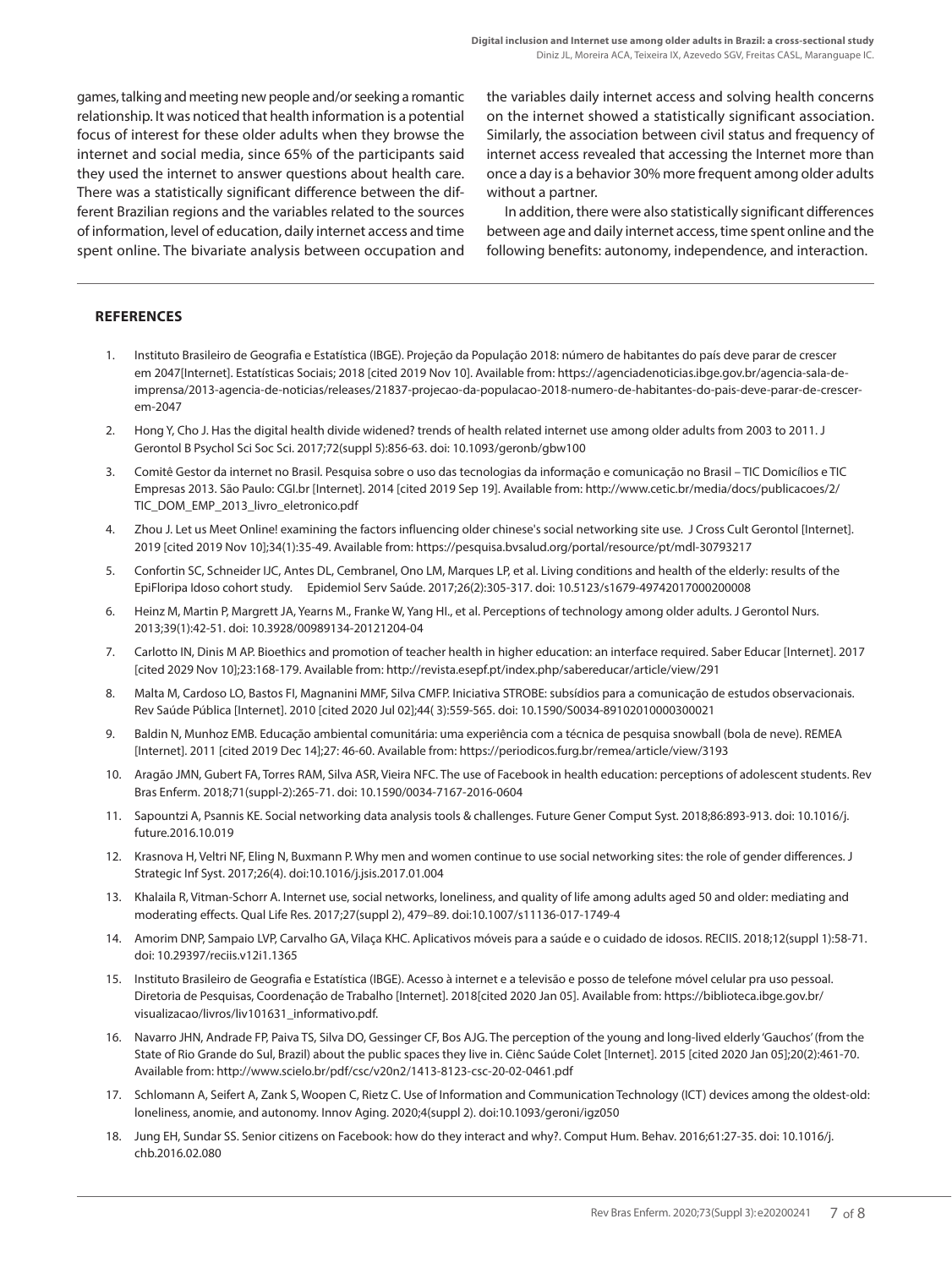games, talking and meeting new people and/or seeking a romantic relationship. It was noticed that health information is a potential focus of interest for these older adults when they browse the internet and social media, since 65% of the participants said they used the internet to answer questions about health care. There was a statistically significant difference between the different Brazilian regions and the variables related to the sources of information, level of education, daily internet access and time spent online. The bivariate analysis between occupation and the variables daily internet access and solving health concerns on the internet showed a statistically significant association. Similarly, the association between civil status and frequency of internet access revealed that accessing the Internet more than once a day is a behavior 30% more frequent among older adults without a partner.

In addition, there were also statistically significant differences between age and daily internet access, time spent online and the following benefits: autonomy, independence, and interaction.

## REFERENCES

1. Instituto Brasileiro de Geografia e Estatística (IBGE). Projeção da População 2018: número de habitantes do país deve parar de crescer em 2047[Internet]. Estatísticas Sociais; 2018 [cited 2019 Nov 10]. Available from: https://agenciadenoticias.ibge.gov.br/agencia-sala-de-imprensa/2013-agencia-de-noticias/releases/21837-projecao-da-populacao-2018-numero-de-habitantes-do-pais-deve-parar-de-crescer-em-2047

2. Hong Y, Cho J. Has the digital health divide widened? trends of health related internet use among older adults from 2003 to 2011. J Gerontol B Psychol Sci Soc Sci. 2017;72(suppl 5):856-63. doi: 10.1093/geronb/gbw100

3. Comitê Gestor da internet no Brasil. Pesquisa sobre o uso das tecnologias da informação e comunicação no Brasil – TIC Domicílios e TIC Empresas 2013. São Paulo: CGI.br [Internet]. 2014 [cited 2019 Sep 19]. Available from: http://www.cetic.br/media/docs/publicacoes/2/TIC_DOM_EMP_2013_livro_eletronico.pdf

4. Zhou J. Let us Meet Online! examining the factors influencing older chinese's social networking site use. J Cross Cult Gerontol [Internet]. 2019 [cited 2019 Nov 10];34(1):35-49. Available from: https://pesquisa.bvsalud.org/portal/resource/pt/mdl-30793217

5. Confortin SC, Schneider IJC, Antes DL, Cembranel, Ono LM, Marques LP, et al. Living conditions and health of the elderly: results of the EpiFloripa Idoso cohort study. Epidemiol Serv Saúde. 2017;26(2):305-317. doi: 10.5123/s1679-49742017000200008

6. Heinz M, Martin P, Margrett JA, Yearns M., Franke W, Yang HI., et al. Perceptions of technology among older adults. J Gerontol Nurs. 2013;39(1):42-51. doi: 10.3928/00989134-20121204-04

7. Carlotto IN, Dinis M AP. Bioethics and promotion of teacher health in higher education: an interface required. Saber Educar [Internet]. 2017 [cited 2029 Nov 10];23:168-179. Available from: http://revista.esepf.pt/index.php/sabereducar/article/view/291

8. Malta M, Cardoso LO, Bastos FI, Magnanini MMF, Silva CMFP. Iniciativa STROBE: subsídios para a comunicação de estudos observacionais. Rev Saúde Pública [Internet]. 2010 [cited 2020 Jul 02];44( 3):559-565. doi: 10.1590/S0034-89102010000300021

9. Baldin N, Munhoz EMB. Educação ambiental comunitária: uma experiência com a técnica de pesquisa snowball (bola de neve). REMEA [Internet]. 2011 [cited 2019 Dec 14];27: 46-60. Available from: https://periodicos.furg.br/remea/article/view/3193

10. Aragão JMN, Gubert FA, Torres RAM, Silva ASR, Vieira NFC. The use of Facebook in health education: perceptions of adolescent students. Rev Bras Enferm. 2018;71(suppl-2):265-71. doi: 10.1590/0034-7167-2016-0604

11. Sapountzi A, Psannis KE. Social networking data analysis tools & challenges. Future Gener Comput Syst. 2018;86:893-913. doi: 10.1016/j.future.2016.10.019

12. Krasnova H, Veltri NF, Eling N, Buxmann P. Why men and women continue to use social networking sites: the role of gender differences. J Strategic Inf Syst. 2017;26(4). doi:10.1016/j.jsis.2017.01.004

13. Khalaila R, Vitman-Schorr A. Internet use, social networks, loneliness, and quality of life among adults aged 50 and older: mediating and moderating effects. Qual Life Res. 2017;27(suppl 2), 479–89. doi:10.1007/s11136-017-1749-4

14. Amorim DNP, Sampaio LVP, Carvalho GA, Vilaça KHC. Aplicativos móveis para a saúde e o cuidado de idosos. RECIIS. 2018;12(suppl 1):58-71. doi: 10.29397/reciis.v12i1.1365

15. Instituto Brasileiro de Geografia e Estatística (IBGE). Acesso à internet e a televisão e posso de telefone móvel celular pra uso pessoal. Diretoria de Pesquisas, Coordenação de Trabalho [Internet]. 2018[cited 2020 Jan 05]. Available from: https://biblioteca.ibge.gov.br/visualizacao/livros/liv101631_informativo.pdf.

16. Navarro JHN, Andrade FP, Paiva TS, Silva DO, Gessinger CF, Bos AJG. The perception of the young and long-lived elderly 'Gauchos' (from the State of Rio Grande do Sul, Brazil) about the public spaces they live in. Ciênc Saúde Colet [Internet]. 2015 [cited 2020 Jan 05];20(2):461-70. Available from: http://www.scielo.br/pdf/csc/v20n2/1413-8123-csc-20-02-0461.pdf

17. Schlomann A, Seifert A, Zank S, Woopen C, Rietz C. Use of Information and Communication Technology (ICT) devices among the oldest-old: loneliness, anomie, and autonomy. Innov Aging. 2020;4(suppl 2). doi:10.1093/geroni/igz050

18. Jung EH, Sundar SS. Senior citizens on Facebook: how do they interact and why?. Comput Hum. Behav. 2016;61:27-35. doi: 10.1016/j.chb.2016.02.080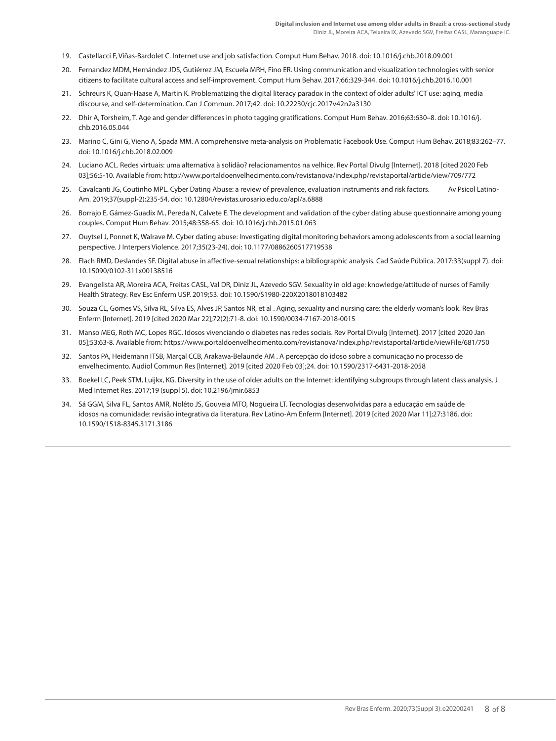19. Castellacci F, Viñas-Bardolet C. Internet use and job satisfaction. Comput Hum Behav. 2018. doi: 10.1016/j.chb.2018.09.001
20. Fernandez MDM, Hernández JDS, Gutiérrez JM, Escuela MRH, Fino ER. Using communication and visualization technologies with senior citizens to facilitate cultural access and self-improvement. Comput Hum Behav. 2017;66:329-344. doi: 10.1016/j.chb.2016.10.001
21. Schreurs K, Quan-Haase A, Martin K. Problematizing the digital literacy paradox in the context of older adults' ICT use: aging, media discourse, and self-determination. Can J Commun. 2017;42. doi: 10.22230/cjc.2017v42n2a3130
22. Dhir A, Torsheim, T. Age and gender differences in photo tagging gratifications. Comput Hum Behav. 2016;63:630–8. doi: 10.1016/j.chb.2016.05.044
23. Marino C, Gini G, Vieno A, Spada MM. A comprehensive meta-analysis on Problematic Facebook Use. Comput Hum Behav. 2018;83:262–77. doi: 10.1016/j.chb.2018.02.009
24. Luciano ACL. Redes virtuais: uma alternativa à solidão? relacionamentos na velhice. Rev Portal Divulg [Internet]. 2018 [cited 2020 Feb 03];56:5-10. Available from: http://www.portaldoenvelhecimento.com/revistanova/index.php/revistaportal/article/view/709/772
25. Cavalcanti JG, Coutinho MPL. Cyber Dating Abuse: a review of prevalence, evaluation instruments and risk factors. Av Psicol Latino-Am. 2019;37(suppl-2):235-54. doi: 10.12804/revistas.urosario.edu.co/apl/a.6888
26. Borrajo E, Gámez-Guadix M., Pereda N, Calvete E. The development and validation of the cyber dating abuse questionnaire among young couples. Comput Hum Behav. 2015;48:358-65. doi: 10.1016/j.chb.2015.01.063
27. Ouytsel J, Ponnet K, Walrave M. Cyber dating abuse: Investigating digital monitoring behaviors among adolescents from a social learning perspective. J Interpers Violence. 2017;35(23-24). doi: 10.1177/0886260517719538
28. Flach RMD, Deslandes SF. Digital abuse in affective-sexual relationships: a bibliographic analysis. Cad Saúde Pública. 2017:33(suppl 7). doi: 10.15090/0102-311x00138516
29. Evangelista AR, Moreira ACA, Freitas CASL, Val DR, Diniz JL, Azevedo SGV. Sexuality in old age: knowledge/attitude of nurses of Family Health Strategy. Rev Esc Enferm USP. 2019;53. doi: 10.1590/S1980-220X2018018103482
30. Souza CL, Gomes VS, Silva RL, Silva ES, Alves JP, Santos NR, et al . Aging, sexuality and nursing care: the elderly woman's look. Rev Bras Enferm [Internet]. 2019 [cited 2020 Mar 22];72(2):71-8. doi: 10.1590/0034-7167-2018-0015
31. Manso MEG, Roth MC, Lopes RGC. Idosos vivenciando o diabetes nas redes sociais. Rev Portal Divulg [Internet]. 2017 [cited 2020 Jan 05];53:63-8. Available from: https://www.portaldoenvelhecimento.com/revistanova/index.php/revistaportal/article/viewFile/681/750
32. Santos PA, Heidemann ITSB, Marçal CCB, Arakawa-Belaunde AM . A percepção do idoso sobre a comunicação no processo de envelhecimento. Audiol Commun Res [Internet]. 2019 [cited 2020 Feb 03];24. doi: 10.1590/2317-6431-2018-2058
33. Boekel LC, Peek STM, Luijkx, KG. Diversity in the use of older adults on the Internet: identifying subgroups through latent class analysis. J Med Internet Res. 2017;19 (suppl 5). doi: 10.2196/jmir.6853
34. Sá GGM, Silva FL, Santos AMR, Nolêto JS, Gouveia MTO, Nogueira LT. Tecnologias desenvolvidas para a educação em saúde de idosos na comunidade: revisão integrativa da literatura. Rev Latino-Am Enferm [Internet]. 2019 [cited 2020 Mar 11];27:3186. doi: 10.1590/1518-8345.3171.3186